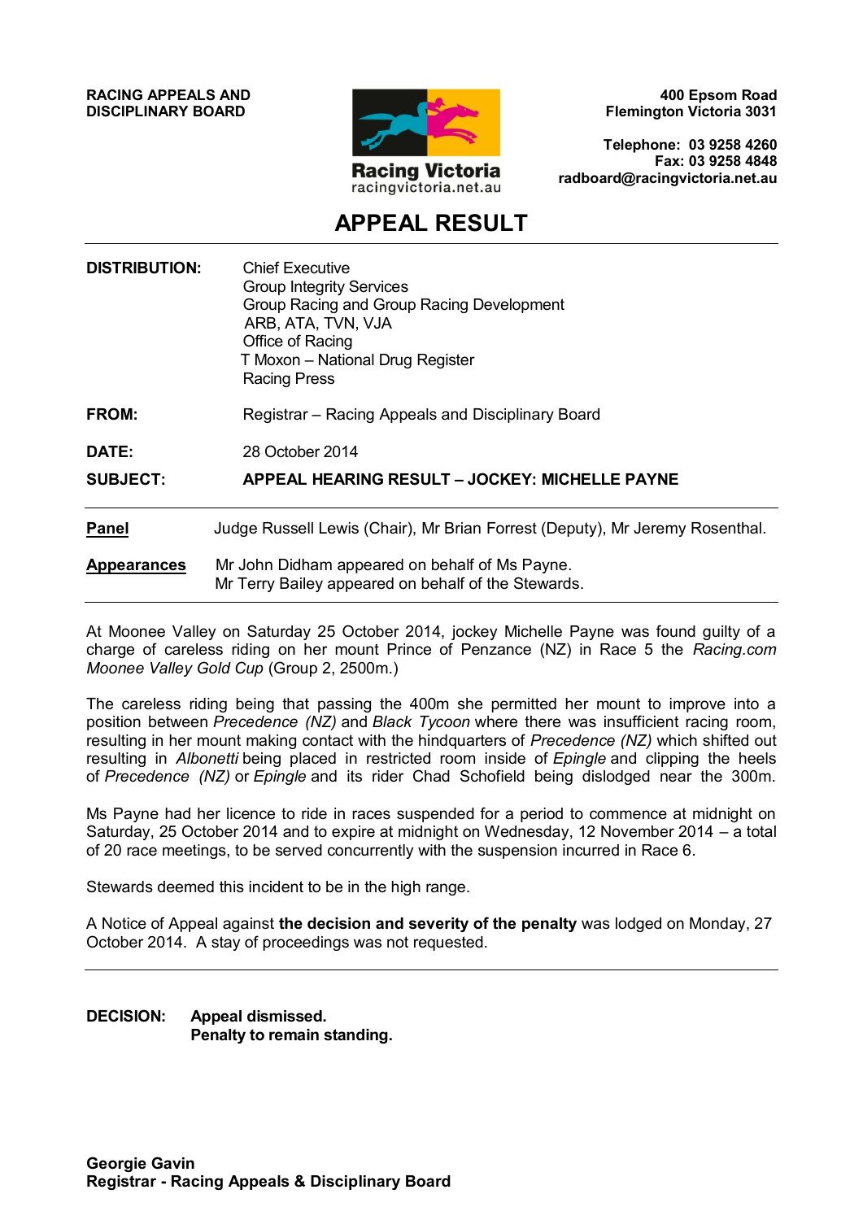**RACING APPEALS AND DISCIPLINARY BOARD**

Racing Victoria
racingvictoria.net.au

**400 Epsom Road**
**Flemington Victoria 3031**

**Telephone: 03 9258 4260**
**Fax: 03 9258 4848**
**radboard@racingvictoria.net.au**

# APPEAL RESULT

| | |
|---|---|
| **DISTRIBUTION:** | Chief Executive<br>Group Integrity Services<br>Group Racing and Group Racing Development<br>ARB, ATA, TVN, VJA<br>Office of Racing<br>T Moxon – National Drug Register<br>Racing Press |
| **FROM:** | Registrar – Racing Appeals and Disciplinary Board |
| **DATE:** | 28 October 2014 |
| **SUBJECT:** | **APPEAL HEARING RESULT – JOCKEY: MICHELLE PAYNE** |

**Panel** Judge Russell Lewis (Chair), Mr Brian Forrest (Deputy), Mr Jeremy Rosenthal.

**Appearances** Mr John Didham appeared on behalf of Ms Payne.
Mr Terry Bailey appeared on behalf of the Stewards.

---

At Moonee Valley on Saturday 25 October 2014, jockey Michelle Payne was found guilty of a charge of careless riding on her mount Prince of Penzance (NZ) in Race 5 the *Racing.com Moonee Valley Gold Cup* (Group 2, 2500m.)

The careless riding being that passing the 400m she permitted her mount to improve into a position between *Precedence (NZ)* and *Black Tycoon* where there was insufficient racing room, resulting in her mount making contact with the hindquarters of *Precedence (NZ)* which shifted out resulting in *Albonetti* being placed in restricted room inside of *Epingle* and clipping the heels of *Precedence (NZ)* or *Epingle* and its rider Chad Schofield being dislodged near the 300m.

Ms Payne had her licence to ride in races suspended for a period to commence at midnight on Saturday, 25 October 2014 and to expire at midnight on Wednesday, 12 November 2014 – a total of 20 race meetings, to be served concurrently with the suspension incurred in Race 6.

Stewards deemed this incident to be in the high range.

A Notice of Appeal against **the decision and severity of the penalty** was lodged on Monday, 27 October 2014. A stay of proceedings was not requested.

---

**DECISION: Appeal dismissed.**
**Penalty to remain standing.**

**Georgie Gavin**
**Registrar - Racing Appeals & Disciplinary Board**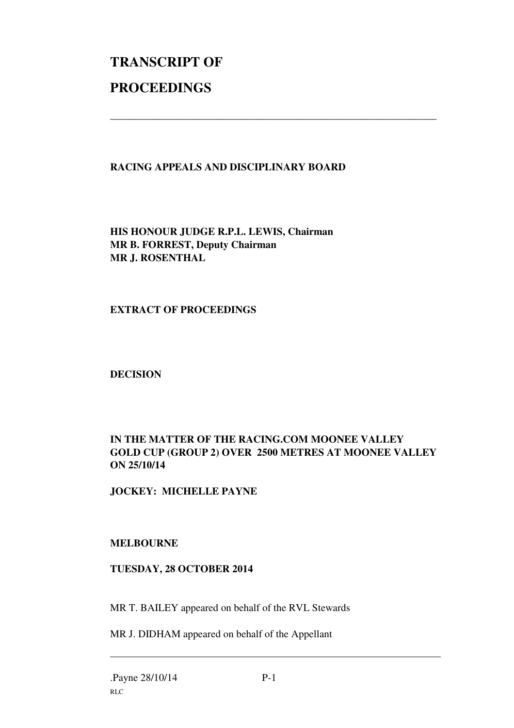# TRANSCRIPT OF

# PROCEEDINGS

---

**RACING APPEALS AND DISCIPLINARY BOARD**

**HIS HONOUR JUDGE R.P.L. LEWIS, Chairman**
**MR B. FORREST, Deputy Chairman**
**MR J. ROSENTHAL**

**EXTRACT OF PROCEEDINGS**

**DECISION**

**IN THE MATTER OF THE RACING.COM MOONEE VALLEY GOLD CUP (GROUP 2) OVER 2500 METRES AT MOONEE VALLEY ON 25/10/14**

**JOCKEY: MICHELLE PAYNE**

**MELBOURNE**

**TUESDAY, 28 OCTOBER 2014**

MR T. BAILEY appeared on behalf of the RVL Stewards

MR J. DIDHAM appeared on behalf of the Appellant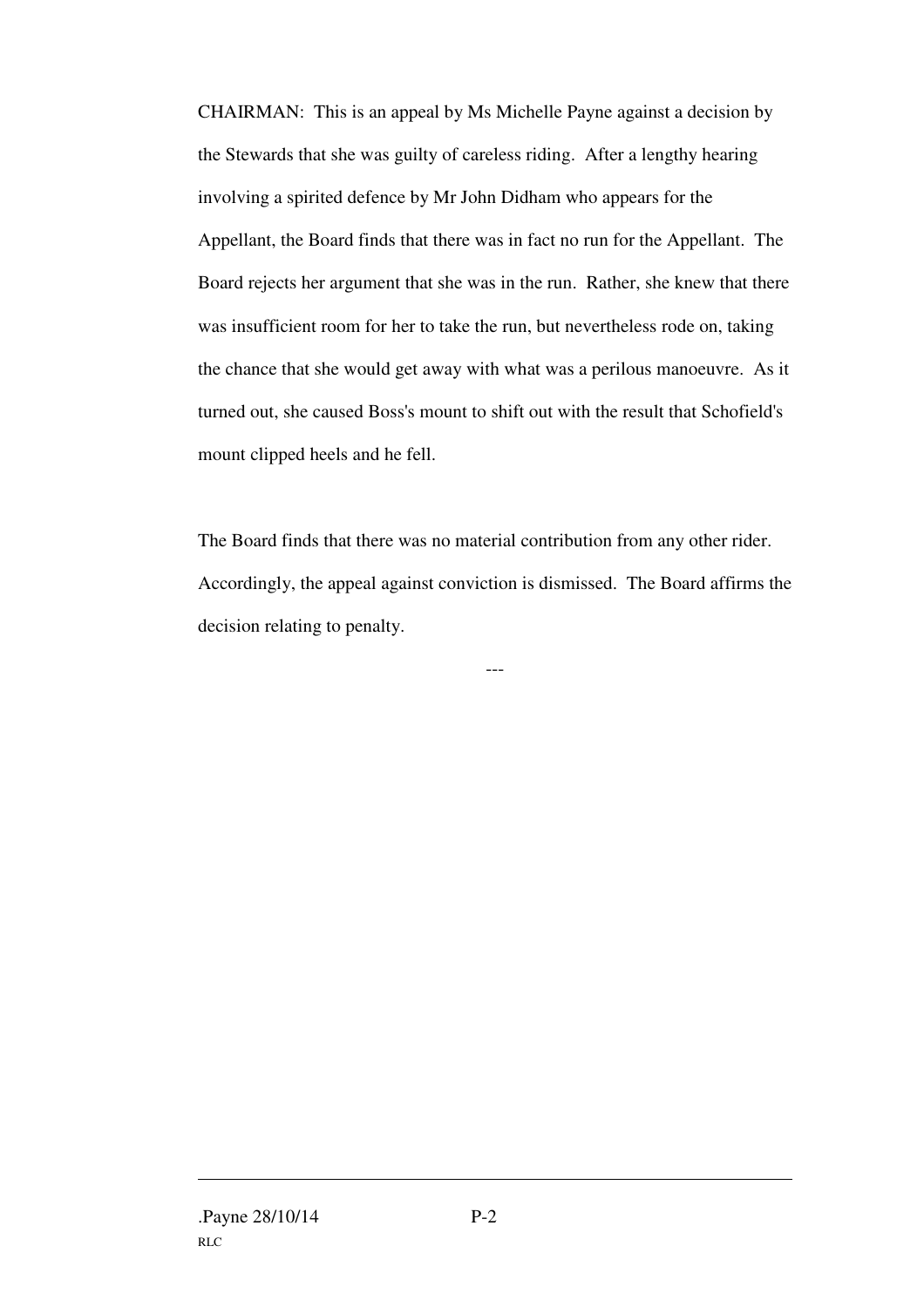CHAIRMAN: This is an appeal by Ms Michelle Payne against a decision by the Stewards that she was guilty of careless riding. After a lengthy hearing involving a spirited defence by Mr John Didham who appears for the Appellant, the Board finds that there was in fact no run for the Appellant. The Board rejects her argument that she was in the run. Rather, she knew that there was insufficient room for her to take the run, but nevertheless rode on, taking the chance that she would get away with what was a perilous manoeuvre. As it turned out, she caused Boss's mount to shift out with the result that Schofield's mount clipped heels and he fell.

The Board finds that there was no material contribution from any other rider. Accordingly, the appeal against conviction is dismissed. The Board affirms the decision relating to penalty.

---